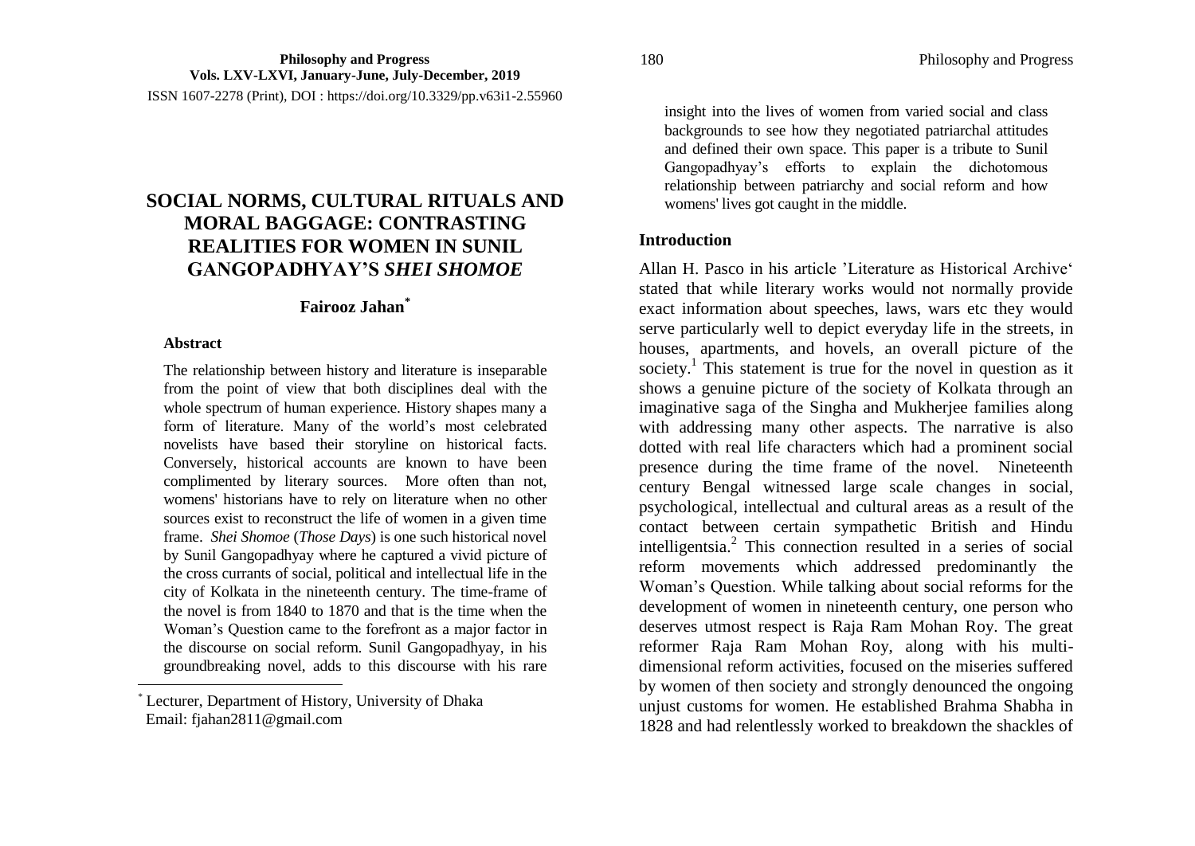Philosophy and Progress
Vols. LXV-LXVI, January-June, July-December, 2019
ISSN 1607-2278 (Print), DOI : https://doi.org/10.3329/pp.v63i1-2.55960

# SOCIAL NORMS, CULTURAL RITUALS AND MORAL BAGGAGE: CONTRASTING REALITIES FOR WOMEN IN SUNIL GANGOPADHYAY'S *SHEI SHOMOE*

**Fairooz Jahan**[*]

### Abstract

The relationship between history and literature is inseparable from the point of view that both disciplines deal with the whole spectrum of human experience. History shapes many a form of literature. Many of the world's most celebrated novelists have based their storyline on historical facts. Conversely, historical accounts are known to have been complimented by literary sources. More often than not, womens' historians have to rely on literature when no other sources exist to reconstruct the life of women in a given time frame. *Shei Shomoe* (*Those Days*) is one such historical novel by Sunil Gangopadhyay where he captured a vivid picture of the cross currants of social, political and intellectual life in the city of Kolkata in the nineteenth century. The time-frame of the novel is from 1840 to 1870 and that is the time when the Woman's Question came to the forefront as a major factor in the discourse on social reform. Sunil Gangopadhyay, in his groundbreaking novel, adds to this discourse with his rare insight into the lives of women from varied social and class backgrounds to see how they negotiated patriarchal attitudes and defined their own space. This paper is a tribute to Sunil Gangopadhyay's efforts to explain the dichotomous relationship between patriarchy and social reform and how womens' lives got caught in the middle.

[*] Lecturer, Department of History, University of Dhaka
Email: fjahan2811@gmail.com

### Introduction

Allan H. Pasco in his article 'Literature as Historical Archive' stated that while literary works would not normally provide exact information about speeches, laws, wars etc they would serve particularly well to depict everyday life in the streets, in houses, apartments, and hovels, an overall picture of the society.[1] This statement is true for the novel in question as it shows a genuine picture of the society of Kolkata through an imaginative saga of the Singha and Mukherjee families along with addressing many other aspects. The narrative is also dotted with real life characters which had a prominent social presence during the time frame of the novel. Nineteenth century Bengal witnessed large scale changes in social, psychological, intellectual and cultural areas as a result of the contact between certain sympathetic British and Hindu intelligentsia.[2] This connection resulted in a series of social reform movements which addressed predominantly the Woman's Question. While talking about social reforms for the development of women in nineteenth century, one person who deserves utmost respect is Raja Ram Mohan Roy. The great reformer Raja Ram Mohan Roy, along with his multi-dimensional reform activities, focused on the miseries suffered by women of then society and strongly denounced the ongoing unjust customs for women. He established Brahma Shabha in 1828 and had relentlessly worked to breakdown the shackles of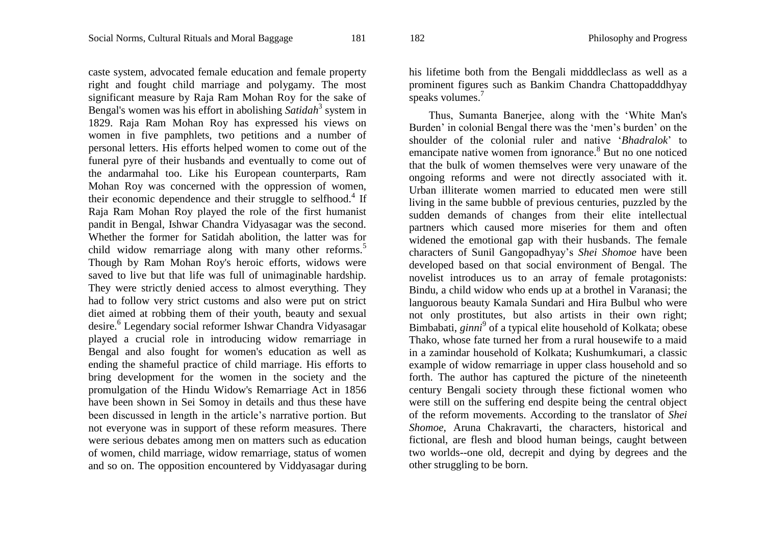caste system, advocated female education and female property right and fought child marriage and polygamy. The most significant measure by Raja Ram Mohan Roy for the sake of Bengal's women was his effort in abolishing *Satidah*[3] system in 1829. Raja Ram Mohan Roy has expressed his views on women in five pamphlets, two petitions and a number of personal letters. His efforts helped women to come out of the funeral pyre of their husbands and eventually to come out of the andarmahal too. Like his European counterparts, Ram Mohan Roy was concerned with the oppression of women, their economic dependence and their struggle to selfhood.[4] If Raja Ram Mohan Roy played the role of the first humanist pandit in Bengal, Ishwar Chandra Vidyasagar was the second. Whether the former for Satidah abolition, the latter was for child widow remarriage along with many other reforms.[5] Though by Ram Mohan Roy's heroic efforts, widows were saved to live but that life was full of unimaginable hardship. They were strictly denied access to almost everything. They had to follow very strict customs and also were put on strict diet aimed at robbing them of their youth, beauty and sexual desire.[6] Legendary social reformer Ishwar Chandra Vidyasagar played a crucial role in introducing widow remarriage in Bengal and also fought for women's education as well as ending the shameful practice of child marriage. His efforts to bring development for the women in the society and the promulgation of the Hindu Widow's Remarriage Act in 1856 have been shown in Sei Somoy in details and thus these have been discussed in length in the article's narrative portion. But not everyone was in support of these reform measures. There were serious debates among men on matters such as education of women, child marriage, widow remarriage, status of women and so on. The opposition encountered by Viddyasagar during his lifetime both from the Bengali midddleclass as well as a prominent figures such as Bankim Chandra Chattopadddhyay speaks volumes.[7]

Thus, Sumanta Banerjee, along with the 'White Man's Burden' in colonial Bengal there was the 'men's burden' on the shoulder of the colonial ruler and native '*Bhadralok*' to emancipate native women from ignorance.[8] But no one noticed that the bulk of women themselves were very unaware of the ongoing reforms and were not directly associated with it. Urban illiterate women married to educated men were still living in the same bubble of previous centuries, puzzled by the sudden demands of changes from their elite intellectual partners which caused more miseries for them and often widened the emotional gap with their husbands. The female characters of Sunil Gangopadhyay's *Shei Shomoe* have been developed based on that social environment of Bengal. The novelist introduces us to an array of female protagonists: Bindu, a child widow who ends up at a brothel in Varanasi; the languorous beauty Kamala Sundari and Hira Bulbul who were not only prostitutes, but also artists in their own right; Bimbabati, *ginni*[9] of a typical elite household of Kolkata; obese Thako, whose fate turned her from a rural housewife to a maid in a zamindar household of Kolkata; Kushumkumari, a classic example of widow remarriage in upper class household and so forth. The author has captured the picture of the nineteenth century Bengali society through these fictional women who were still on the suffering end despite being the central object of the reform movements. According to the translator of *Shei Shomoe,* Aruna Chakravarti, the characters, historical and fictional, are flesh and blood human beings, caught between two worlds--one old, decrepit and dying by degrees and the other struggling to be born.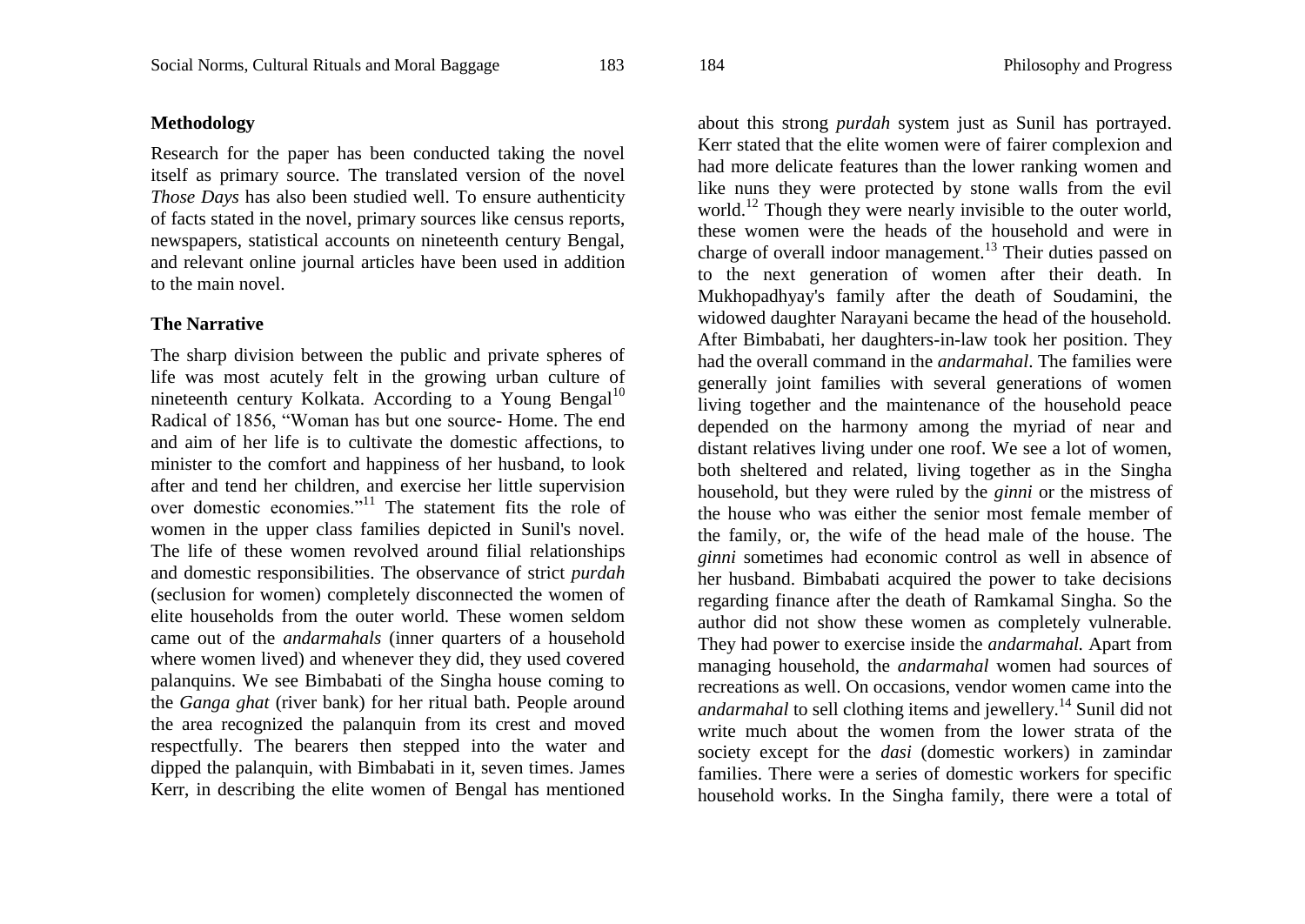## Methodology

Research for the paper has been conducted taking the novel itself as primary source. The translated version of the novel *Those Days* has also been studied well. To ensure authenticity of facts stated in the novel, primary sources like census reports, newspapers, statistical accounts on nineteenth century Bengal, and relevant online journal articles have been used in addition to the main novel.

## The Narrative

The sharp division between the public and private spheres of life was most acutely felt in the growing urban culture of nineteenth century Kolkata. According to a Young Bengal[10] Radical of 1856, "Woman has but one source- Home. The end and aim of her life is to cultivate the domestic affections, to minister to the comfort and happiness of her husband, to look after and tend her children, and exercise her little supervision over domestic economies."[11] The statement fits the role of women in the upper class families depicted in Sunil's novel. The life of these women revolved around filial relationships and domestic responsibilities. The observance of strict *purdah* (seclusion for women) completely disconnected the women of elite households from the outer world. These women seldom came out of the *andarmahals* (inner quarters of a household where women lived) and whenever they did, they used covered palanquins. We see Bimbabati of the Singha house coming to the *Ganga ghat* (river bank) for her ritual bath. People around the area recognized the palanquin from its crest and moved respectfully. The bearers then stepped into the water and dipped the palanquin, with Bimbabati in it, seven times. James Kerr, in describing the elite women of Bengal has mentioned about this strong *purdah* system just as Sunil has portrayed. Kerr stated that the elite women were of fairer complexion and had more delicate features than the lower ranking women and like nuns they were protected by stone walls from the evil world.[12] Though they were nearly invisible to the outer world, these women were the heads of the household and were in charge of overall indoor management.[13] Their duties passed on to the next generation of women after their death. In Mukhopadhyay's family after the death of Soudamini, the widowed daughter Narayani became the head of the household. After Bimbabati, her daughters-in-law took her position. They had the overall command in the *andarmahal*. The families were generally joint families with several generations of women living together and the maintenance of the household peace depended on the harmony among the myriad of near and distant relatives living under one roof. We see a lot of women, both sheltered and related, living together as in the Singha household, but they were ruled by the *ginni* or the mistress of the house who was either the senior most female member of the family, or, the wife of the head male of the house. The *ginni* sometimes had economic control as well in absence of her husband. Bimbabati acquired the power to take decisions regarding finance after the death of Ramkamal Singha. So the author did not show these women as completely vulnerable. They had power to exercise inside the *andarmahal.* Apart from managing household, the *andarmahal* women had sources of recreations as well. On occasions, vendor women came into the *andarmahal* to sell clothing items and jewellery.[14] Sunil did not write much about the women from the lower strata of the society except for the *dasi* (domestic workers) in zamindar families. There were a series of domestic workers for specific household works. In the Singha family, there were a total of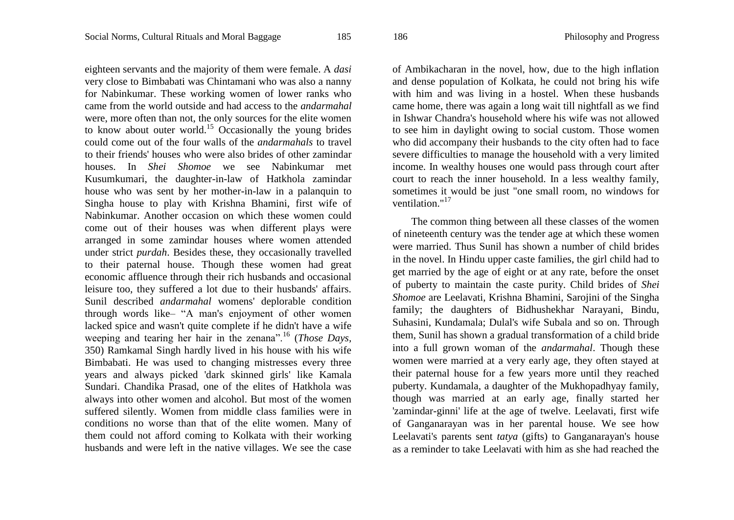eighteen servants and the majority of them were female. A *dasi* very close to Bimbabati was Chintamani who was also a nanny for Nabinkumar. These working women of lower ranks who came from the world outside and had access to the *andarmahal* were, more often than not, the only sources for the elite women to know about outer world.[15] Occasionally the young brides could come out of the four walls of the *andarmahals* to travel to their friends' houses who were also brides of other zamindar houses. In *Shei Shomoe* we see Nabinkumar met Kusumkumari, the daughter-in-law of Hatkhola zamindar house who was sent by her mother-in-law in a palanquin to Singha house to play with Krishna Bhamini, first wife of Nabinkumar. Another occasion on which these women could come out of their houses was when different plays were arranged in some zamindar houses where women attended under strict *purdah*. Besides these, they occasionally travelled to their paternal house. Though these women had great economic affluence through their rich husbands and occasional leisure too, they suffered a lot due to their husbands' affairs. Sunil described *andarmahal* womens' deplorable condition through words like– "A man's enjoyment of other women lacked spice and wasn't quite complete if he didn't have a wife weeping and tearing her hair in the zenana".[16] (*Those Days*, 350) Ramkamal Singh hardly lived in his house with his wife Bimbabati. He was used to changing mistresses every three years and always picked 'dark skinned girls' like Kamala Sundari. Chandika Prasad, one of the elites of Hatkhola was always into other women and alcohol. But most of the women suffered silently. Women from middle class families were in conditions no worse than that of the elite women. Many of them could not afford coming to Kolkata with their working husbands and were left in the native villages. We see the case of Ambikacharan in the novel, how, due to the high inflation and dense population of Kolkata, he could not bring his wife with him and was living in a hostel. When these husbands came home, there was again a long wait till nightfall as we find in Ishwar Chandra's household where his wife was not allowed to see him in daylight owing to social custom. Those women who did accompany their husbands to the city often had to face severe difficulties to manage the household with a very limited income. In wealthy houses one would pass through court after court to reach the inner household. In a less wealthy family, sometimes it would be just "one small room, no windows for ventilation."[17]

The common thing between all these classes of the women of nineteenth century was the tender age at which these women were married. Thus Sunil has shown a number of child brides in the novel. In Hindu upper caste families, the girl child had to get married by the age of eight or at any rate, before the onset of puberty to maintain the caste purity. Child brides of *Shei Shomoe* are Leelavati, Krishna Bhamini, Sarojini of the Singha family; the daughters of Bidhushekhar Narayani, Bindu, Suhasini, Kundamala; Dulal's wife Subala and so on. Through them, Sunil has shown a gradual transformation of a child bride into a full grown woman of the *andarmahal*. Though these women were married at a very early age, they often stayed at their paternal house for a few years more until they reached puberty. Kundamala, a daughter of the Mukhopadhyay family, though was married at an early age, finally started her 'zamindar-ginni' life at the age of twelve. Leelavati, first wife of Ganganarayan was in her parental house. We see how Leelavati's parents sent *tatya* (gifts) to Ganganarayan's house as a reminder to take Leelavati with him as she had reached the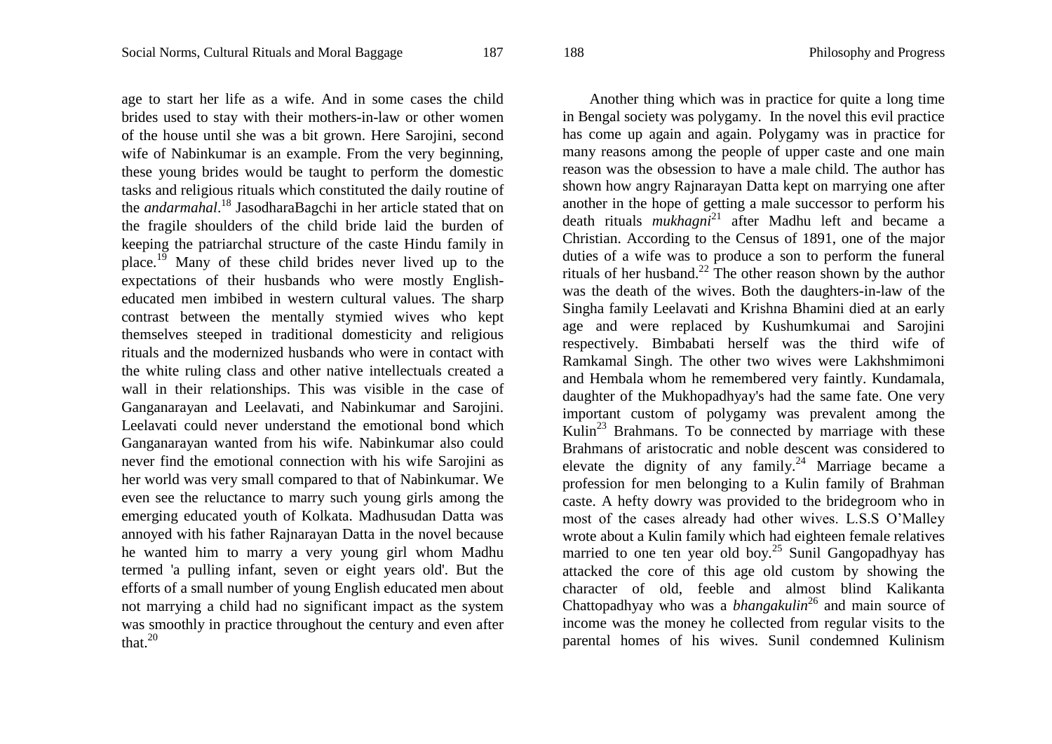age to start her life as a wife. And in some cases the child brides used to stay with their mothers-in-law or other women of the house until she was a bit grown. Here Sarojini, second wife of Nabinkumar is an example. From the very beginning, these young brides would be taught to perform the domestic tasks and religious rituals which constituted the daily routine of the *andarmahal*.[18] JasodharaBagchi in her article stated that on the fragile shoulders of the child bride laid the burden of keeping the patriarchal structure of the caste Hindu family in place.[19] Many of these child brides never lived up to the expectations of their husbands who were mostly English-educated men imbibed in western cultural values. The sharp contrast between the mentally stymied wives who kept themselves steeped in traditional domesticity and religious rituals and the modernized husbands who were in contact with the white ruling class and other native intellectuals created a wall in their relationships. This was visible in the case of Ganganarayan and Leelavati, and Nabinkumar and Sarojini. Leelavati could never understand the emotional bond which Ganganarayan wanted from his wife. Nabinkumar also could never find the emotional connection with his wife Sarojini as her world was very small compared to that of Nabinkumar. We even see the reluctance to marry such young girls among the emerging educated youth of Kolkata. Madhusudan Datta was annoyed with his father Rajnarayan Datta in the novel because he wanted him to marry a very young girl whom Madhu termed 'a pulling infant, seven or eight years old'. But the efforts of a small number of young English educated men about not marrying a child had no significant impact as the system was smoothly in practice throughout the century and even after that.[20]

Another thing which was in practice for quite a long time in Bengal society was polygamy. In the novel this evil practice has come up again and again. Polygamy was in practice for many reasons among the people of upper caste and one main reason was the obsession to have a male child. The author has shown how angry Rajnarayan Datta kept on marrying one after another in the hope of getting a male successor to perform his death rituals *mukhagni*[21] after Madhu left and became a Christian. According to the Census of 1891, one of the major duties of a wife was to produce a son to perform the funeral rituals of her husband.[22] The other reason shown by the author was the death of the wives. Both the daughters-in-law of the Singha family Leelavati and Krishna Bhamini died at an early age and were replaced by Kushumkumai and Sarojini respectively. Bimbabati herself was the third wife of Ramkamal Singh. The other two wives were Lakhshmimoni and Hembala whom he remembered very faintly. Kundamala, daughter of the Mukhopadhyay's had the same fate. One very important custom of polygamy was prevalent among the Kulin[23] Brahmans. To be connected by marriage with these Brahmans of aristocratic and noble descent was considered to elevate the dignity of any family.[24] Marriage became a profession for men belonging to a Kulin family of Brahman caste. A hefty dowry was provided to the bridegroom who in most of the cases already had other wives. L.S.S O'Malley wrote about a Kulin family which had eighteen female relatives married to one ten year old boy.[25] Sunil Gangopadhyay has attacked the core of this age old custom by showing the character of old, feeble and almost blind Kalikanta Chattopadhyay who was a *bhangakulin*[26] and main source of income was the money he collected from regular visits to the parental homes of his wives. Sunil condemned Kulinism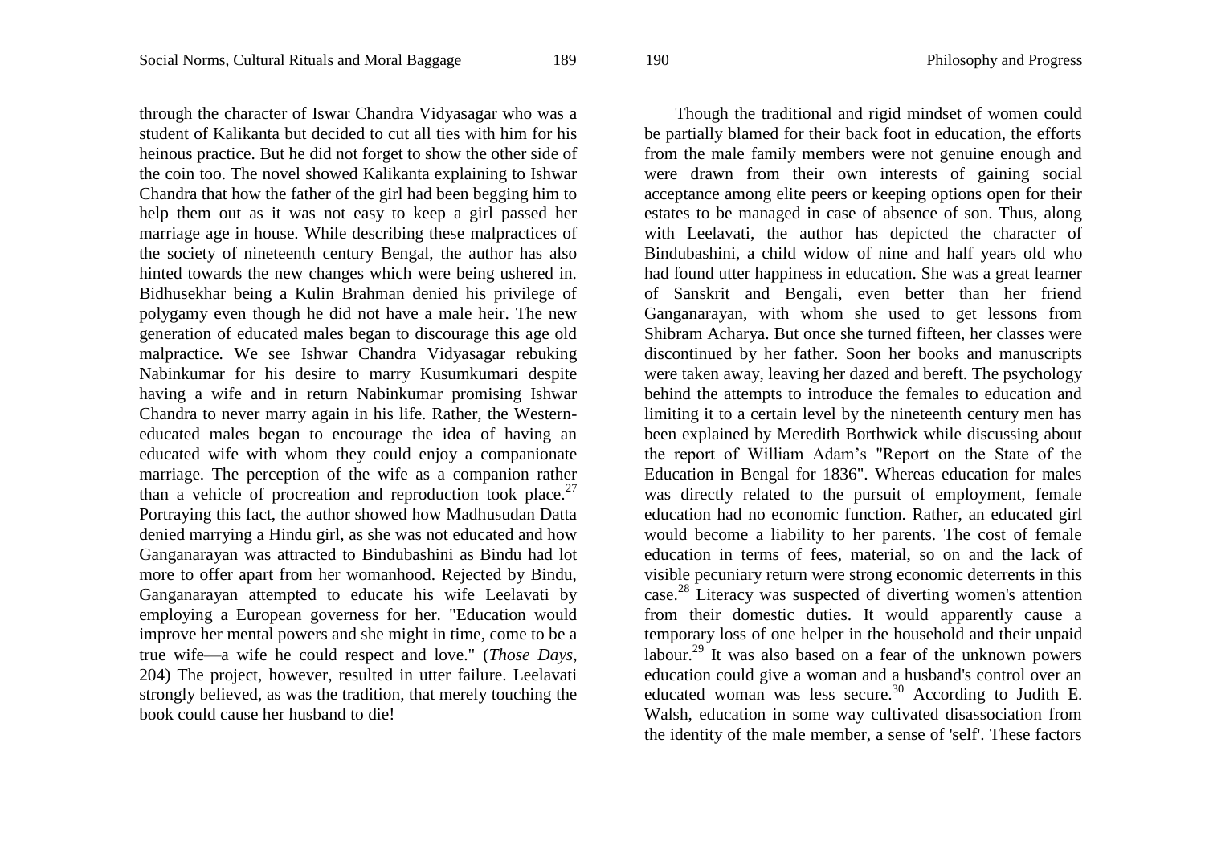through the character of Iswar Chandra Vidyasagar who was a student of Kalikanta but decided to cut all ties with him for his heinous practice. But he did not forget to show the other side of the coin too. The novel showed Kalikanta explaining to Ishwar Chandra that how the father of the girl had been begging him to help them out as it was not easy to keep a girl passed her marriage age in house. While describing these malpractices of the society of nineteenth century Bengal, the author has also hinted towards the new changes which were being ushered in. Bidhusekhar being a Kulin Brahman denied his privilege of polygamy even though he did not have a male heir. The new generation of educated males began to discourage this age old malpractice. We see Ishwar Chandra Vidyasagar rebuking Nabinkumar for his desire to marry Kusumkumari despite having a wife and in return Nabinkumar promising Ishwar Chandra to never marry again in his life. Rather, the Western-educated males began to encourage the idea of having an educated wife with whom they could enjoy a companionate marriage. The perception of the wife as a companion rather than a vehicle of procreation and reproduction took place.[27] Portraying this fact, the author showed how Madhusudan Datta denied marrying a Hindu girl, as she was not educated and how Ganganarayan was attracted to Bindubashini as Bindu had lot more to offer apart from her womanhood. Rejected by Bindu, Ganganarayan attempted to educate his wife Leelavati by employing a European governess for her. "Education would improve her mental powers and she might in time, come to be a true wife—a wife he could respect and love." (*Those Days*, 204) The project, however, resulted in utter failure. Leelavati strongly believed, as was the tradition, that merely touching the book could cause her husband to die!

Though the traditional and rigid mindset of women could be partially blamed for their back foot in education, the efforts from the male family members were not genuine enough and were drawn from their own interests of gaining social acceptance among elite peers or keeping options open for their estates to be managed in case of absence of son. Thus, along with Leelavati, the author has depicted the character of Bindubashini, a child widow of nine and half years old who had found utter happiness in education. She was a great learner of Sanskrit and Bengali, even better than her friend Ganganarayan, with whom she used to get lessons from Shibram Acharya. But once she turned fifteen, her classes were discontinued by her father. Soon her books and manuscripts were taken away, leaving her dazed and bereft. The psychology behind the attempts to introduce the females to education and limiting it to a certain level by the nineteenth century men has been explained by Meredith Borthwick while discussing about the report of William Adam's "Report on the State of the Education in Bengal for 1836". Whereas education for males was directly related to the pursuit of employment, female education had no economic function. Rather, an educated girl would become a liability to her parents. The cost of female education in terms of fees, material, so on and the lack of visible pecuniary return were strong economic deterrents in this case.[28] Literacy was suspected of diverting women's attention from their domestic duties. It would apparently cause a temporary loss of one helper in the household and their unpaid labour.[29] It was also based on a fear of the unknown powers education could give a woman and a husband's control over an educated woman was less secure.[30] According to Judith E. Walsh, education in some way cultivated disassociation from the identity of the male member, a sense of 'self'. These factors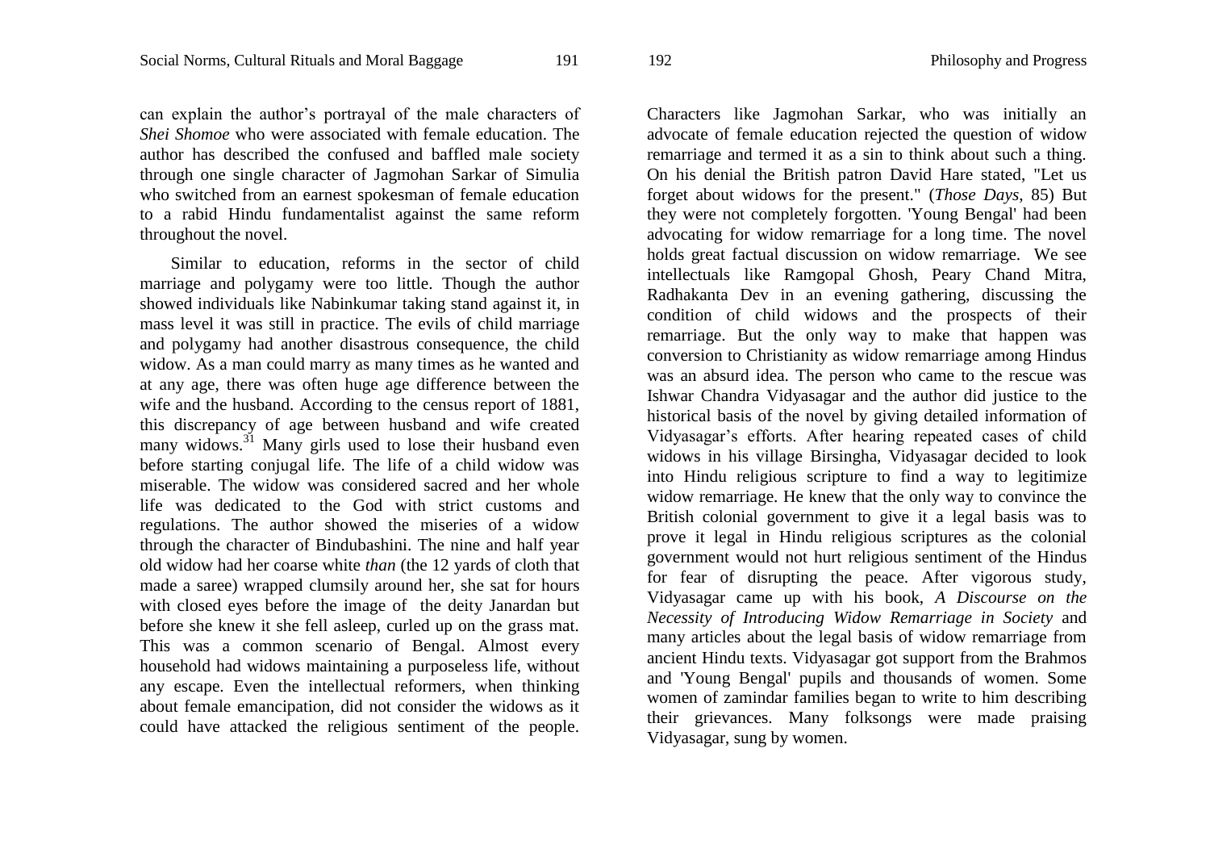can explain the author's portrayal of the male characters of *Shei Shomoe* who were associated with female education. The author has described the confused and baffled male society through one single character of Jagmohan Sarkar of Simulia who switched from an earnest spokesman of female education to a rabid Hindu fundamentalist against the same reform throughout the novel.

Similar to education, reforms in the sector of child marriage and polygamy were too little. Though the author showed individuals like Nabinkumar taking stand against it, in mass level it was still in practice. The evils of child marriage and polygamy had another disastrous consequence, the child widow. As a man could marry as many times as he wanted and at any age, there was often huge age difference between the wife and the husband. According to the census report of 1881, this discrepancy of age between husband and wife created many widows.[31] Many girls used to lose their husband even before starting conjugal life. The life of a child widow was miserable. The widow was considered sacred and her whole life was dedicated to the God with strict customs and regulations. The author showed the miseries of a widow through the character of Bindubashini. The nine and half year old widow had her coarse white *than* (the 12 yards of cloth that made a saree) wrapped clumsily around her, she sat for hours with closed eyes before the image of the deity Janardan but before she knew it she fell asleep, curled up on the grass mat. This was a common scenario of Bengal. Almost every household had widows maintaining a purposeless life, without any escape. Even the intellectual reformers, when thinking about female emancipation, did not consider the widows as it could have attacked the religious sentiment of the people. Characters like Jagmohan Sarkar, who was initially an advocate of female education rejected the question of widow remarriage and termed it as a sin to think about such a thing. On his denial the British patron David Hare stated, "Let us forget about widows for the present." (*Those Days*, 85) But they were not completely forgotten. 'Young Bengal' had been advocating for widow remarriage for a long time. The novel holds great factual discussion on widow remarriage. We see intellectuals like Ramgopal Ghosh, Peary Chand Mitra, Radhakanta Dev in an evening gathering, discussing the condition of child widows and the prospects of their remarriage. But the only way to make that happen was conversion to Christianity as widow remarriage among Hindus was an absurd idea. The person who came to the rescue was Ishwar Chandra Vidyasagar and the author did justice to the historical basis of the novel by giving detailed information of Vidyasagar's efforts. After hearing repeated cases of child widows in his village Birsingha, Vidyasagar decided to look into Hindu religious scripture to find a way to legitimize widow remarriage. He knew that the only way to convince the British colonial government to give it a legal basis was to prove it legal in Hindu religious scriptures as the colonial government would not hurt religious sentiment of the Hindus for fear of disrupting the peace. After vigorous study, Vidyasagar came up with his book, *A Discourse on the Necessity of Introducing Widow Remarriage in Society* and many articles about the legal basis of widow remarriage from ancient Hindu texts. Vidyasagar got support from the Brahmos and 'Young Bengal' pupils and thousands of women. Some women of zamindar families began to write to him describing their grievances. Many folksongs were made praising Vidyasagar, sung by women.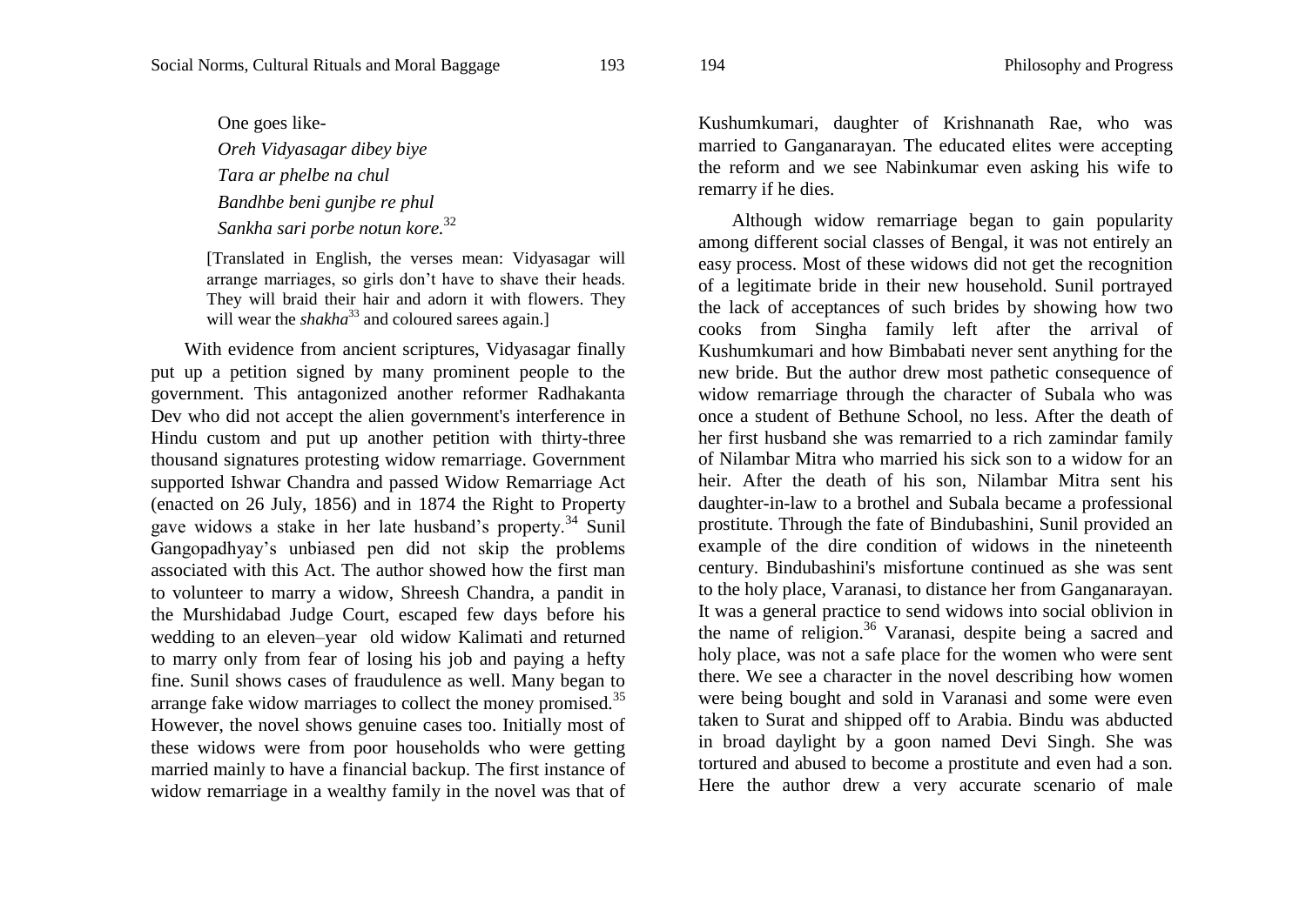One goes like-

*Oreh Vidyasagar dibey biye*
*Tara ar phelbe na chul*
*Bandhbe beni gunjbe re phul*
*Sankha sari porbe notun kore.*[32]

[Translated in English, the verses mean: Vidyasagar will arrange marriages, so girls don't have to shave their heads. They will braid their hair and adorn it with flowers. They will wear the *shakha*[33] and coloured sarees again.]

With evidence from ancient scriptures, Vidyasagar finally put up a petition signed by many prominent people to the government. This antagonized another reformer Radhakanta Dev who did not accept the alien government's interference in Hindu custom and put up another petition with thirty-three thousand signatures protesting widow remarriage. Government supported Ishwar Chandra and passed Widow Remarriage Act (enacted on 26 July, 1856) and in 1874 the Right to Property gave widows a stake in her late husband's property.[34] Sunil Gangopadhyay's unbiased pen did not skip the problems associated with this Act. The author showed how the first man to volunteer to marry a widow, Shreesh Chandra, a pandit in the Murshidabad Judge Court, escaped few days before his wedding to an eleven–year old widow Kalimati and returned to marry only from fear of losing his job and paying a hefty fine. Sunil shows cases of fraudulence as well. Many began to arrange fake widow marriages to collect the money promised.[35] However, the novel shows genuine cases too. Initially most of these widows were from poor households who were getting married mainly to have a financial backup. The first instance of widow remarriage in a wealthy family in the novel was that of Kushumkumari, daughter of Krishnanath Rae, who was married to Ganganarayan. The educated elites were accepting the reform and we see Nabinkumar even asking his wife to remarry if he dies.

Although widow remarriage began to gain popularity among different social classes of Bengal, it was not entirely an easy process. Most of these widows did not get the recognition of a legitimate bride in their new household. Sunil portrayed the lack of acceptances of such brides by showing how two cooks from Singha family left after the arrival of Kushumkumari and how Bimbabati never sent anything for the new bride. But the author drew most pathetic consequence of widow remarriage through the character of Subala who was once a student of Bethune School, no less. After the death of her first husband she was remarried to a rich zamindar family of Nilambar Mitra who married his sick son to a widow for an heir. After the death of his son, Nilambar Mitra sent his daughter-in-law to a brothel and Subala became a professional prostitute. Through the fate of Bindubashini, Sunil provided an example of the dire condition of widows in the nineteenth century. Bindubashini's misfortune continued as she was sent to the holy place, Varanasi, to distance her from Ganganarayan. It was a general practice to send widows into social oblivion in the name of religion.[36] Varanasi, despite being a sacred and holy place, was not a safe place for the women who were sent there. We see a character in the novel describing how women were being bought and sold in Varanasi and some were even taken to Surat and shipped off to Arabia. Bindu was abducted in broad daylight by a goon named Devi Singh. She was tortured and abused to become a prostitute and even had a son. Here the author drew a very accurate scenario of male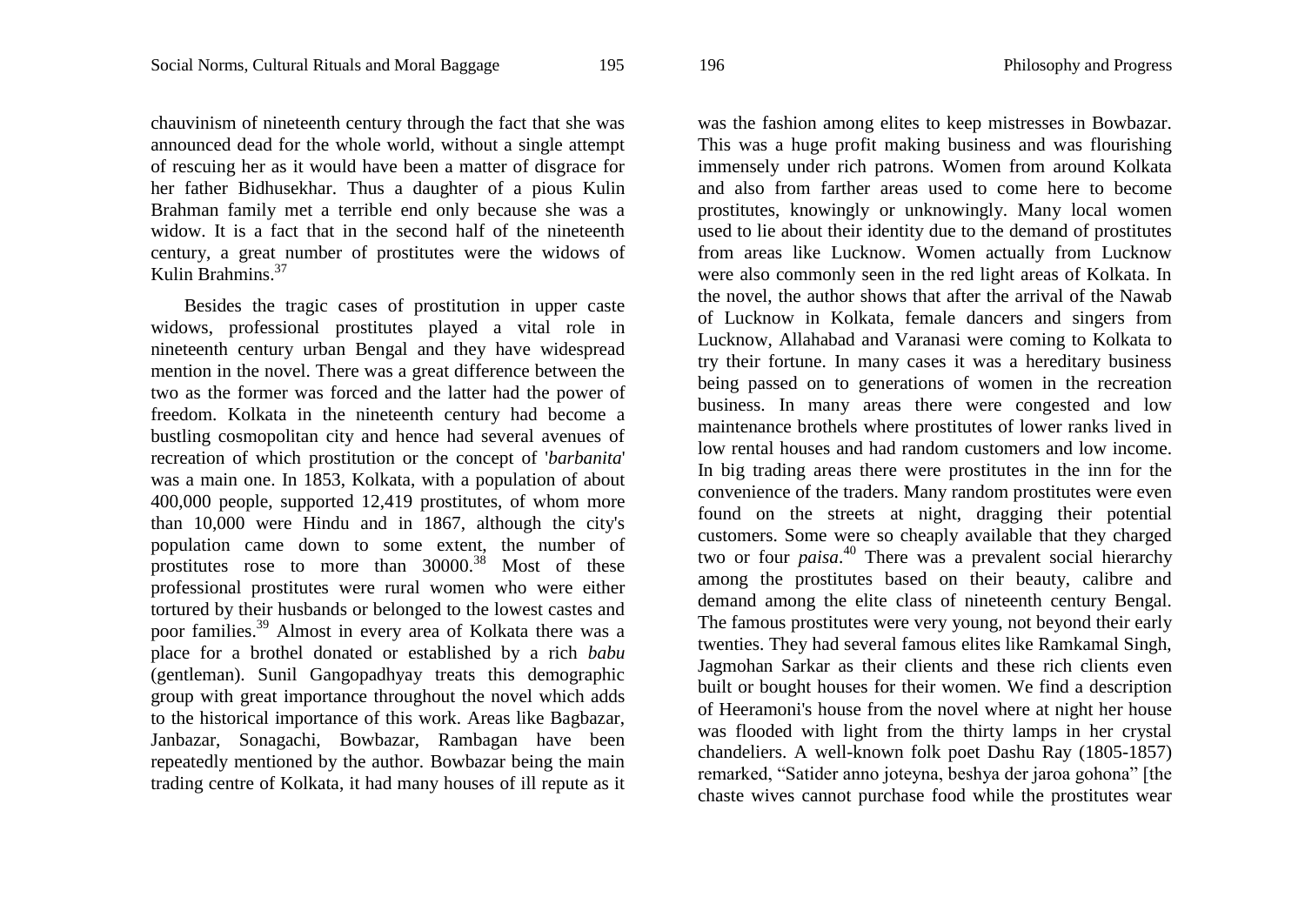chauvinism of nineteenth century through the fact that she was announced dead for the whole world, without a single attempt of rescuing her as it would have been a matter of disgrace for her father Bidhusekhar. Thus a daughter of a pious Kulin Brahman family met a terrible end only because she was a widow. It is a fact that in the second half of the nineteenth century, a great number of prostitutes were the widows of Kulin Brahmins.[37]

Besides the tragic cases of prostitution in upper caste widows, professional prostitutes played a vital role in nineteenth century urban Bengal and they have widespread mention in the novel. There was a great difference between the two as the former was forced and the latter had the power of freedom. Kolkata in the nineteenth century had become a bustling cosmopolitan city and hence had several avenues of recreation of which prostitution or the concept of '*barbanita*' was a main one. In 1853, Kolkata, with a population of about 400,000 people, supported 12,419 prostitutes, of whom more than 10,000 were Hindu and in 1867, although the city's population came down to some extent, the number of prostitutes rose to more than 30000.[38] Most of these professional prostitutes were rural women who were either tortured by their husbands or belonged to the lowest castes and poor families.[39] Almost in every area of Kolkata there was a place for a brothel donated or established by a rich *babu* (gentleman). Sunil Gangopadhyay treats this demographic group with great importance throughout the novel which adds to the historical importance of this work. Areas like Bagbazar, Janbazar, Sonagachi, Bowbazar, Rambagan have been repeatedly mentioned by the author. Bowbazar being the main trading centre of Kolkata, it had many houses of ill repute as it was the fashion among elites to keep mistresses in Bowbazar. This was a huge profit making business and was flourishing immensely under rich patrons. Women from around Kolkata and also from farther areas used to come here to become prostitutes, knowingly or unknowingly. Many local women used to lie about their identity due to the demand of prostitutes from areas like Lucknow. Women actually from Lucknow were also commonly seen in the red light areas of Kolkata. In the novel, the author shows that after the arrival of the Nawab of Lucknow in Kolkata, female dancers and singers from Lucknow, Allahabad and Varanasi were coming to Kolkata to try their fortune. In many cases it was a hereditary business being passed on to generations of women in the recreation business. In many areas there were congested and low maintenance brothels where prostitutes of lower ranks lived in low rental houses and had random customers and low income. In big trading areas there were prostitutes in the inn for the convenience of the traders. Many random prostitutes were even found on the streets at night, dragging their potential customers. Some were so cheaply available that they charged two or four *paisa*.[40] There was a prevalent social hierarchy among the prostitutes based on their beauty, calibre and demand among the elite class of nineteenth century Bengal. The famous prostitutes were very young, not beyond their early twenties. They had several famous elites like Ramkamal Singh, Jagmohan Sarkar as their clients and these rich clients even built or bought houses for their women. We find a description of Heeramoni's house from the novel where at night her house was flooded with light from the thirty lamps in her crystal chandeliers. A well-known folk poet Dashu Ray (1805-1857) remarked, "Satider anno joteyna, beshya der jaroa gohona" [the chaste wives cannot purchase food while the prostitutes wear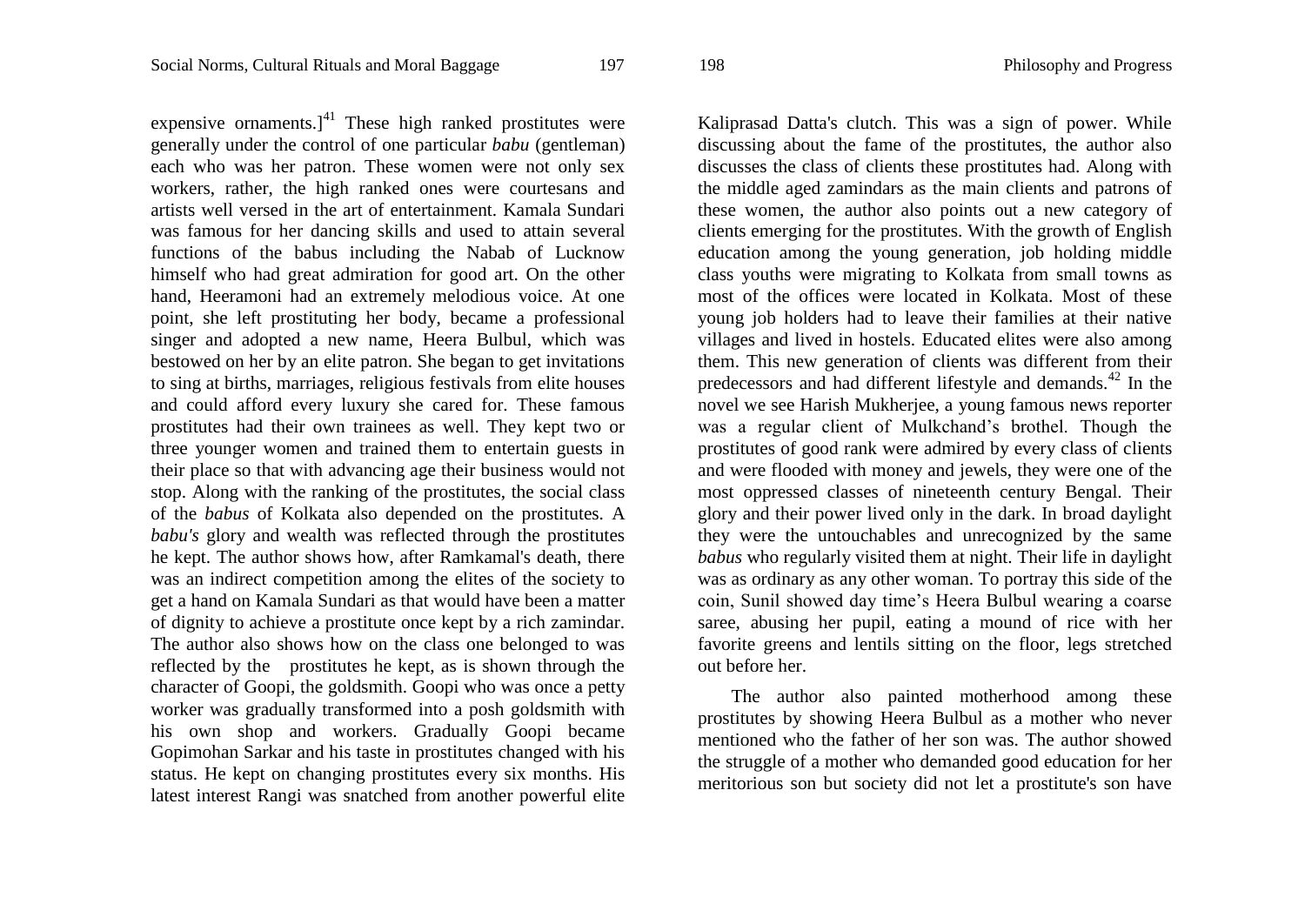expensive ornaments.][41] These high ranked prostitutes were generally under the control of one particular *babu* (gentleman) each who was her patron. These women were not only sex workers, rather, the high ranked ones were courtesans and artists well versed in the art of entertainment. Kamala Sundari was famous for her dancing skills and used to attain several functions of the babus including the Nabab of Lucknow himself who had great admiration for good art. On the other hand, Heeramoni had an extremely melodious voice. At one point, she left prostituting her body, became a professional singer and adopted a new name, Heera Bulbul, which was bestowed on her by an elite patron. She began to get invitations to sing at births, marriages, religious festivals from elite houses and could afford every luxury she cared for. These famous prostitutes had their own trainees as well. They kept two or three younger women and trained them to entertain guests in their place so that with advancing age their business would not stop. Along with the ranking of the prostitutes, the social class of the *babus* of Kolkata also depended on the prostitutes. A *babu's* glory and wealth was reflected through the prostitutes he kept. The author shows how, after Ramkamal's death, there was an indirect competition among the elites of the society to get a hand on Kamala Sundari as that would have been a matter of dignity to achieve a prostitute once kept by a rich zamindar. The author also shows how on the class one belonged to was reflected by the prostitutes he kept, as is shown through the character of Goopi, the goldsmith. Goopi who was once a petty worker was gradually transformed into a posh goldsmith with his own shop and workers. Gradually Goopi became Gopimohan Sarkar and his taste in prostitutes changed with his status. He kept on changing prostitutes every six months. His latest interest Rangi was snatched from another powerful elite Kaliprasad Datta's clutch. This was a sign of power. While discussing about the fame of the prostitutes, the author also discusses the class of clients these prostitutes had. Along with the middle aged zamindars as the main clients and patrons of these women, the author also points out a new category of clients emerging for the prostitutes. With the growth of English education among the young generation, job holding middle class youths were migrating to Kolkata from small towns as most of the offices were located in Kolkata. Most of these young job holders had to leave their families at their native villages and lived in hostels. Educated elites were also among them. This new generation of clients was different from their predecessors and had different lifestyle and demands.[42] In the novel we see Harish Mukherjee, a young famous news reporter was a regular client of Mulkchand's brothel. Though the prostitutes of good rank were admired by every class of clients and were flooded with money and jewels, they were one of the most oppressed classes of nineteenth century Bengal. Their glory and their power lived only in the dark. In broad daylight they were the untouchables and unrecognized by the same *babus* who regularly visited them at night. Their life in daylight was as ordinary as any other woman. To portray this side of the coin, Sunil showed day time's Heera Bulbul wearing a coarse saree, abusing her pupil, eating a mound of rice with her favorite greens and lentils sitting on the floor, legs stretched out before her.

The author also painted motherhood among these prostitutes by showing Heera Bulbul as a mother who never mentioned who the father of her son was. The author showed the struggle of a mother who demanded good education for her meritorious son but society did not let a prostitute's son have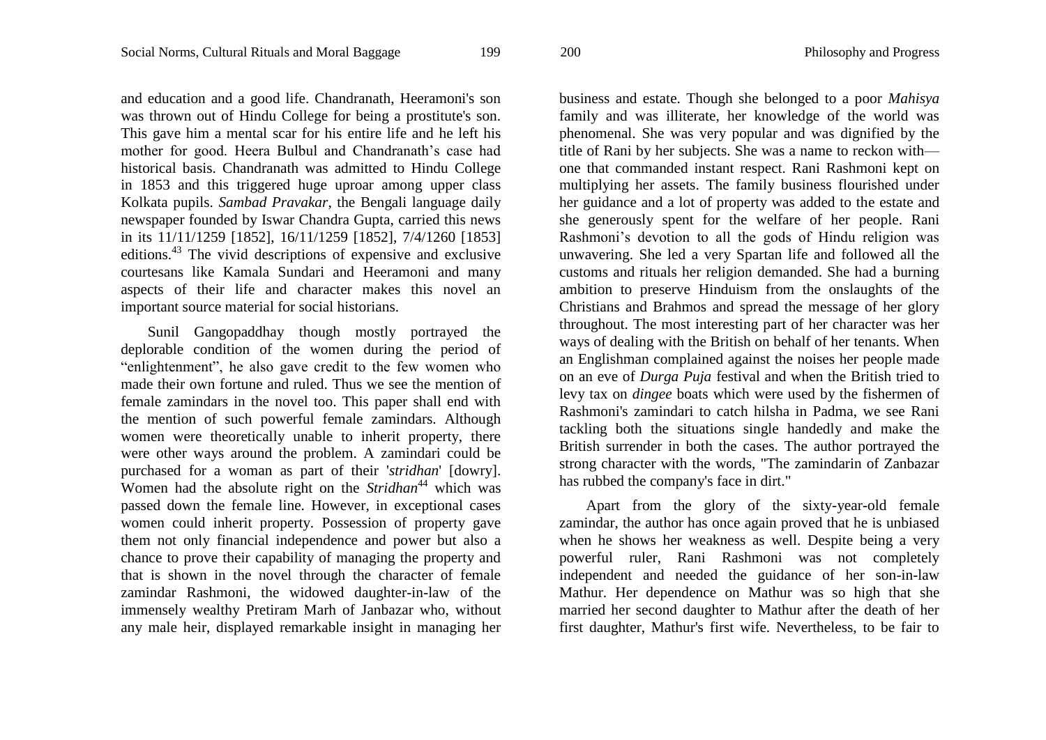and education and a good life. Chandranath, Heeramoni's son was thrown out of Hindu College for being a prostitute's son. This gave him a mental scar for his entire life and he left his mother for good. Heera Bulbul and Chandranath’s case had historical basis. Chandranath was admitted to Hindu College in 1853 and this triggered huge uproar among upper class Kolkata pupils. *Sambad Pravakar*, the Bengali language daily newspaper founded by Iswar Chandra Gupta, carried this news in its 11/11/1259 [1852], 16/11/1259 [1852], 7/4/1260 [1853] editions.[43] The vivid descriptions of expensive and exclusive courtesans like Kamala Sundari and Heeramoni and many aspects of their life and character makes this novel an important source material for social historians.

Sunil Gangopaddhay though mostly portrayed the deplorable condition of the women during the period of “enlightenment”, he also gave credit to the few women who made their own fortune and ruled. Thus we see the mention of female zamindars in the novel too. This paper shall end with the mention of such powerful female zamindars. Although women were theoretically unable to inherit property, there were other ways around the problem. A zamindari could be purchased for a woman as part of their '*stridhan*' [dowry]. Women had the absolute right on the *Stridhan*[44] which was passed down the female line. However, in exceptional cases women could inherit property. Possession of property gave them not only financial independence and power but also a chance to prove their capability of managing the property and that is shown in the novel through the character of female zamindar Rashmoni, the widowed daughter-in-law of the immensely wealthy Pretiram Marh of Janbazar who, without any male heir, displayed remarkable insight in managing her business and estate. Though she belonged to a poor *Mahisya* family and was illiterate, her knowledge of the world was phenomenal. She was very popular and was dignified by the title of Rani by her subjects. She was a name to reckon with—one that commanded instant respect. Rani Rashmoni kept on multiplying her assets. The family business flourished under her guidance and a lot of property was added to the estate and she generously spent for the welfare of her people. Rani Rashmoni’s devotion to all the gods of Hindu religion was unwavering. She led a very Spartan life and followed all the customs and rituals her religion demanded. She had a burning ambition to preserve Hinduism from the onslaughts of the Christians and Brahmos and spread the message of her glory throughout. The most interesting part of her character was her ways of dealing with the British on behalf of her tenants. When an Englishman complained against the noises her people made on an eve of *Durga Puja* festival and when the British tried to levy tax on *dingee* boats which were used by the fishermen of Rashmoni's zamindari to catch hilsha in Padma, we see Rani tackling both the situations single handedly and make the British surrender in both the cases. The author portrayed the strong character with the words, "The zamindarin of Zanbazar has rubbed the company's face in dirt."

Apart from the glory of the sixty-year-old female zamindar, the author has once again proved that he is unbiased when he shows her weakness as well. Despite being a very powerful ruler, Rani Rashmoni was not completely independent and needed the guidance of her son-in-law Mathur. Her dependence on Mathur was so high that she married her second daughter to Mathur after the death of her first daughter, Mathur's first wife. Nevertheless, to be fair to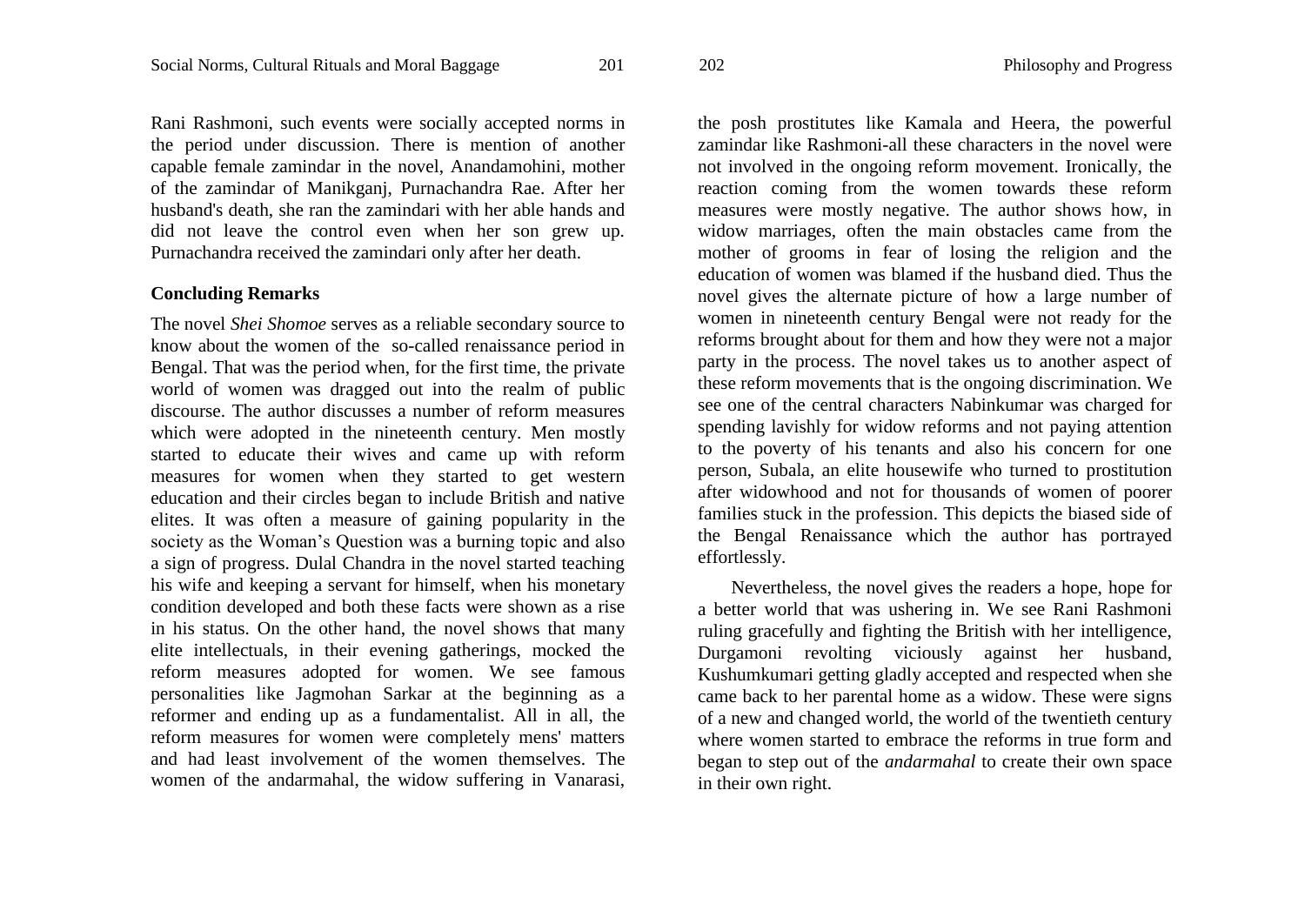Rani Rashmoni, such events were socially accepted norms in the period under discussion. There is mention of another capable female zamindar in the novel, Anandamohini, mother of the zamindar of Manikganj, Purnachandra Rae. After her husband's death, she ran the zamindari with her able hands and did not leave the control even when her son grew up. Purnachandra received the zamindari only after her death.

## Concluding Remarks

The novel *Shei Shomoe* serves as a reliable secondary source to know about the women of the so-called renaissance period in Bengal. That was the period when, for the first time, the private world of women was dragged out into the realm of public discourse. The author discusses a number of reform measures which were adopted in the nineteenth century. Men mostly started to educate their wives and came up with reform measures for women when they started to get western education and their circles began to include British and native elites. It was often a measure of gaining popularity in the society as the Woman's Question was a burning topic and also a sign of progress. Dulal Chandra in the novel started teaching his wife and keeping a servant for himself, when his monetary condition developed and both these facts were shown as a rise in his status. On the other hand, the novel shows that many elite intellectuals, in their evening gatherings, mocked the reform measures adopted for women. We see famous personalities like Jagmohan Sarkar at the beginning as a reformer and ending up as a fundamentalist. All in all, the reform measures for women were completely mens' matters and had least involvement of the women themselves. The women of the andarmahal, the widow suffering in Vanarasi, the posh prostitutes like Kamala and Heera, the powerful zamindar like Rashmoni-all these characters in the novel were not involved in the ongoing reform movement. Ironically, the reaction coming from the women towards these reform measures were mostly negative. The author shows how, in widow marriages, often the main obstacles came from the mother of grooms in fear of losing the religion and the education of women was blamed if the husband died. Thus the novel gives the alternate picture of how a large number of women in nineteenth century Bengal were not ready for the reforms brought about for them and how they were not a major party in the process. The novel takes us to another aspect of these reform movements that is the ongoing discrimination. We see one of the central characters Nabinkumar was charged for spending lavishly for widow reforms and not paying attention to the poverty of his tenants and also his concern for one person, Subala, an elite housewife who turned to prostitution after widowhood and not for thousands of women of poorer families stuck in the profession. This depicts the biased side of the Bengal Renaissance which the author has portrayed effortlessly.

Nevertheless, the novel gives the readers a hope, hope for a better world that was ushering in. We see Rani Rashmoni ruling gracefully and fighting the British with her intelligence, Durgamoni revolting viciously against her husband, Kushumkumari getting gladly accepted and respected when she came back to her parental home as a widow. These were signs of a new and changed world, the world of the twentieth century where women started to embrace the reforms in true form and began to step out of the *andarmahal* to create their own space in their own right.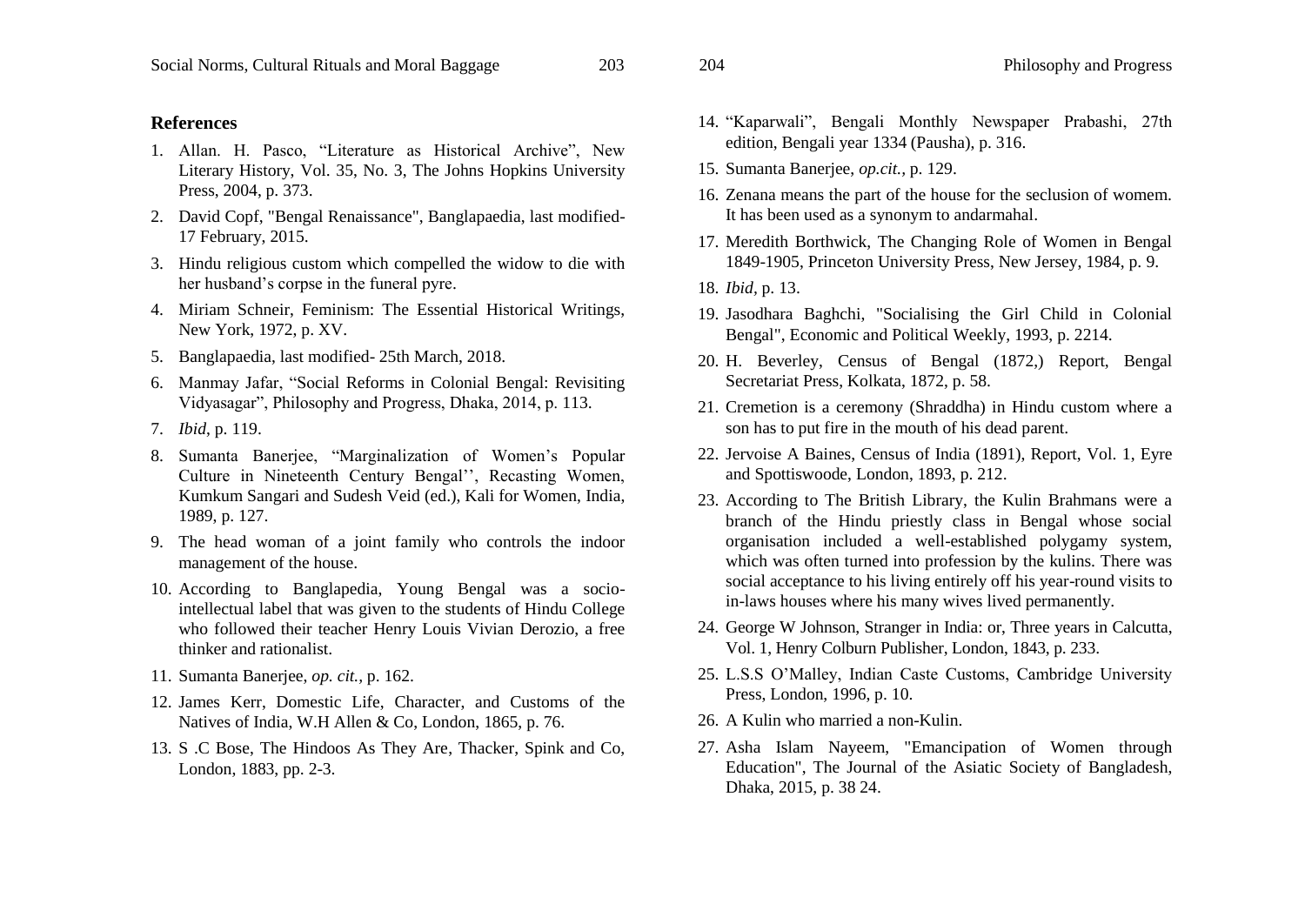## References

1. Allan. H. Pasco, “Literature as Historical Archive”, New Literary History, Vol. 35, No. 3, The Johns Hopkins University Press, 2004, p. 373.
2. David Copf, "Bengal Renaissance", Banglapaedia, last modified- 17 February, 2015.
3. Hindu religious custom which compelled the widow to die with her husband’s corpse in the funeral pyre.
4. Miriam Schneir, Feminism: The Essential Historical Writings, New York, 1972, p. XV.
5. Banglapaedia, last modified- 25th March, 2018.
6. Manmay Jafar, “Social Reforms in Colonial Bengal: Revisiting Vidyasagar”, Philosophy and Progress, Dhaka, 2014, p. 113.
7. *Ibid*, p. 119.
8. Sumanta Banerjee, “Marginalization of Women’s Popular Culture in Nineteenth Century Bengal’’, Recasting Women, Kumkum Sangari and Sudesh Veid (ed.), Kali for Women, India, 1989, p. 127.
9. The head woman of a joint family who controls the indoor management of the house.
10. According to Banglapedia, Young Bengal was a socio-intellectual label that was given to the students of Hindu College who followed their teacher Henry Louis Vivian Derozio, a free thinker and rationalist.
11. Sumanta Banerjee, *op. cit.*, p. 162.
12. James Kerr, Domestic Life, Character, and Customs of the Natives of India, W.H Allen & Co, London, 1865, p. 76.
13. S .C Bose, The Hindoos As They Are, Thacker, Spink and Co, London, 1883, pp. 2-3.
14. “Kaparwali”, Bengali Monthly Newspaper Prabashi, 27th edition, Bengali year 1334 (Pausha), p. 316.
15. Sumanta Banerjee, *op.cit.*, p. 129.
16. Zenana means the part of the house for the seclusion of womem. It has been used as a synonym to andarmahal.
17. Meredith Borthwick, The Changing Role of Women in Bengal 1849-1905, Princeton University Press, New Jersey, 1984, p. 9.
18. *Ibid*, p. 13.
19. Jasodhara Baghchi, "Socialising the Girl Child in Colonial Bengal", Economic and Political Weekly, 1993, p. 2214.
20. H. Beverley, Census of Bengal (1872,) Report, Bengal Secretariat Press, Kolkata, 1872, p. 58.
21. Cremetion is a ceremony (Shraddha) in Hindu custom where a son has to put fire in the mouth of his dead parent.
22. Jervoise A Baines, Census of India (1891), Report, Vol. 1, Eyre and Spottiswoode, London, 1893, p. 212.
23. According to The British Library, the Kulin Brahmans were a branch of the Hindu priestly class in Bengal whose social organisation included a well-established polygamy system, which was often turned into profession by the kulins. There was social acceptance to his living entirely off his year-round visits to in-laws houses where his many wives lived permanently.
24. George W Johnson, Stranger in India: or, Three years in Calcutta, Vol. 1, Henry Colburn Publisher, London, 1843, p. 233.
25. L.S.S O’Malley, Indian Caste Customs, Cambridge University Press, London, 1996, p. 10.
26. A Kulin who married a non-Kulin.
27. Asha Islam Nayeem, "Emancipation of Women through Education", The Journal of the Asiatic Society of Bangladesh, Dhaka, 2015, p. 38 24.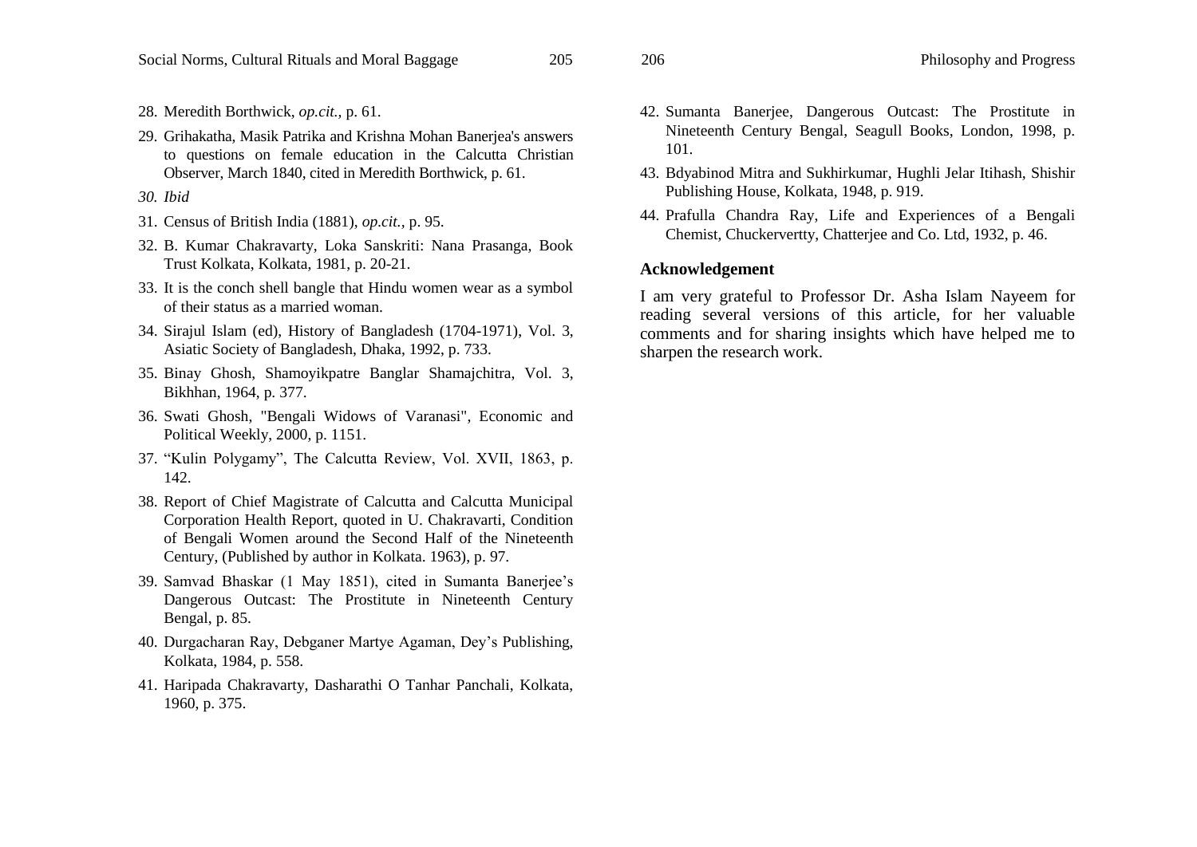28. Meredith Borthwick, *op.cit.,* p. 61.
29. Grihakatha, Masik Patrika and Krishna Mohan Banerjea's answers to questions on female education in the Calcutta Christian Observer, March 1840, cited in Meredith Borthwick, p. 61.
30. *Ibid*
31. Census of British India (1881), *op.cit.*, p. 95.
32. B. Kumar Chakravarty, Loka Sanskriti: Nana Prasanga, Book Trust Kolkata, Kolkata, 1981, p. 20-21.
33. It is the conch shell bangle that Hindu women wear as a symbol of their status as a married woman.
34. Sirajul Islam (ed), History of Bangladesh (1704-1971), Vol. 3, Asiatic Society of Bangladesh, Dhaka, 1992, p. 733.
35. Binay Ghosh, Shamoyikpatre Banglar Shamajchitra, Vol. 3, Bikhhan, 1964, p. 377.
36. Swati Ghosh, "Bengali Widows of Varanasi", Economic and Political Weekly, 2000, p. 1151.
37. "Kulin Polygamy", The Calcutta Review, Vol. XVII, 1863, p. 142.
38. Report of Chief Magistrate of Calcutta and Calcutta Municipal Corporation Health Report, quoted in U. Chakravarti, Condition of Bengali Women around the Second Half of the Nineteenth Century, (Published by author in Kolkata. 1963), p. 97.
39. Samvad Bhaskar (1 May 1851), cited in Sumanta Banerjee's Dangerous Outcast: The Prostitute in Nineteenth Century Bengal, p. 85.
40. Durgacharan Ray, Debganer Martye Agaman, Dey's Publishing, Kolkata, 1984, p. 558.
41. Haripada Chakravarty, Dasharathi O Tanhar Panchali, Kolkata, 1960, p. 375.
42. Sumanta Banerjee, Dangerous Outcast: The Prostitute in Nineteenth Century Bengal, Seagull Books, London, 1998, p. 101.
43. Bdyabinod Mitra and Sukhirkumar, Hughli Jelar Itihash, Shishir Publishing House, Kolkata, 1948, p. 919.
44. Prafulla Chandra Ray, Life and Experiences of a Bengali Chemist, Chuckervertty, Chatterjee and Co. Ltd, 1932, p. 46.

## Acknowledgement

I am very grateful to Professor Dr. Asha Islam Nayeem for reading several versions of this article, for her valuable comments and for sharing insights which have helped me to sharpen the research work.